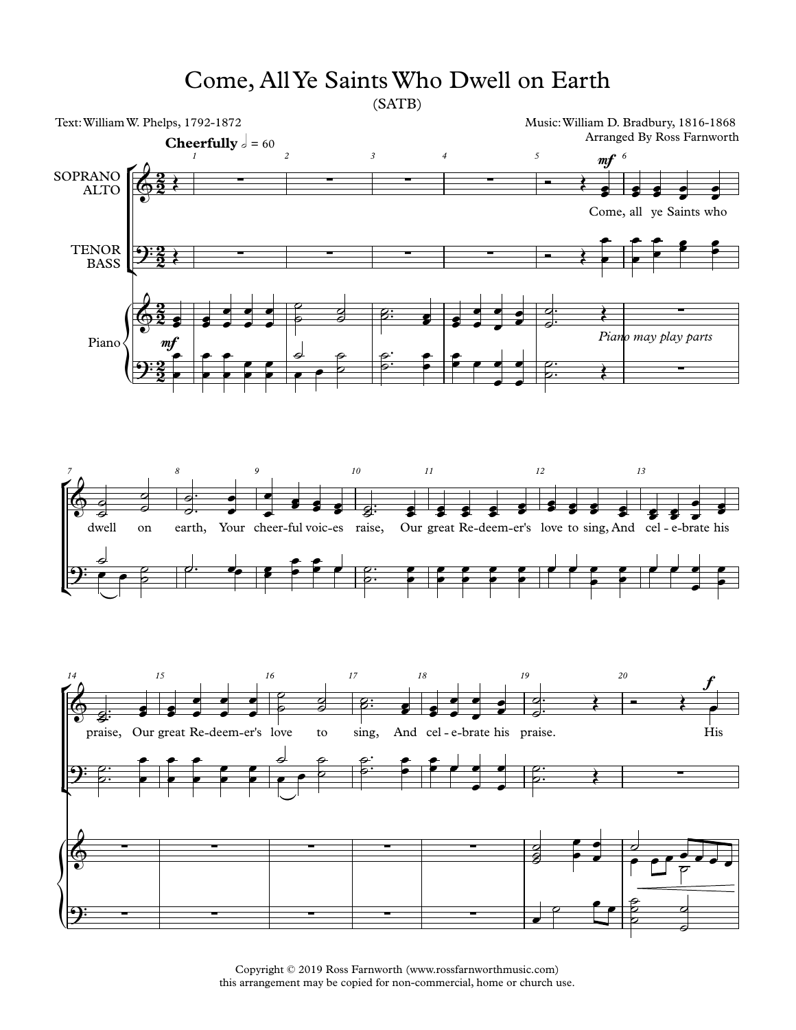# Come, All Ye Saints Who Dwell on Earth

(SATB)

Text: William W. Phelps, 1792-1872

Music: William D. Bradbury, 1816-1868

Arranged By Ross Farnworth

Copyright © 2019 Ross Farnworth (www.rossfarnworthmusic.com)
this arrangement may be copied for non-commercial, home or church use.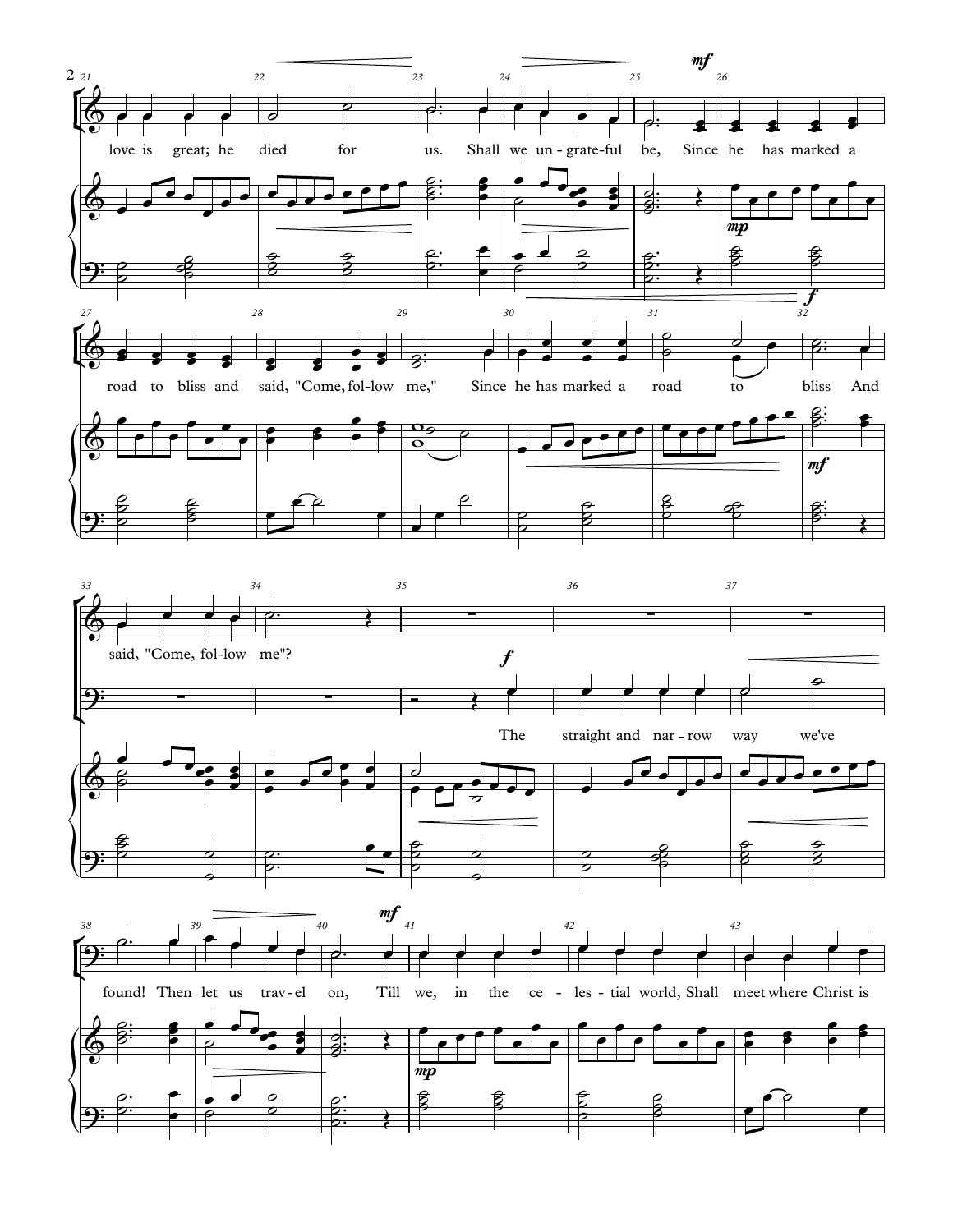love is great; he died for us. Shall we un-grate-ful be, Since he has marked a road to bliss and said, "Come, fol-low me," Since he has marked a road to bliss And said, "Come, fol-low me"?

The straight and nar-row way we've found! Then let us trav-el on, Till we, in the ce-les-tial world, Shall meet where Christ is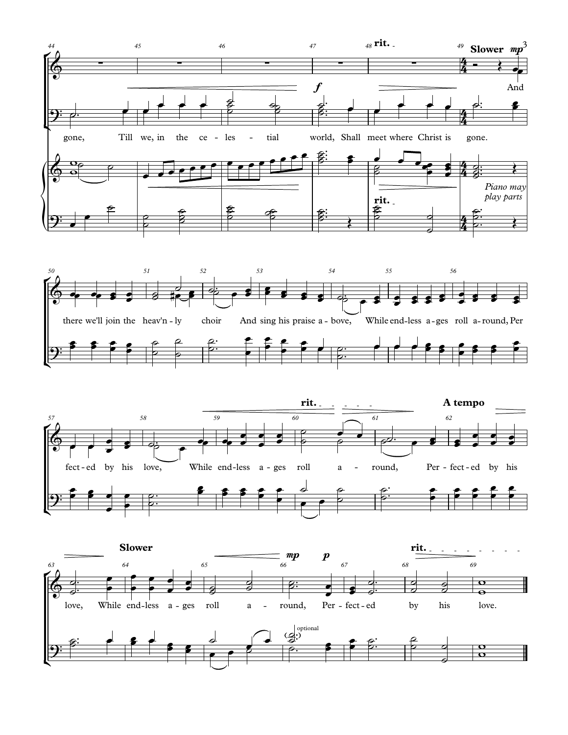gone, Till we, in the ce - les - tial world, Shall meet where Christ is gone. And

there we'll join the heav'n - ly choir And sing his praise a - bove, While end - less a - ges roll a - round, Per

fect - ed by his love, While end - less a - ges roll a - round, Per - fect - ed by his

love, While end - less a - ges roll a - round, Per - fect - ed by his love.